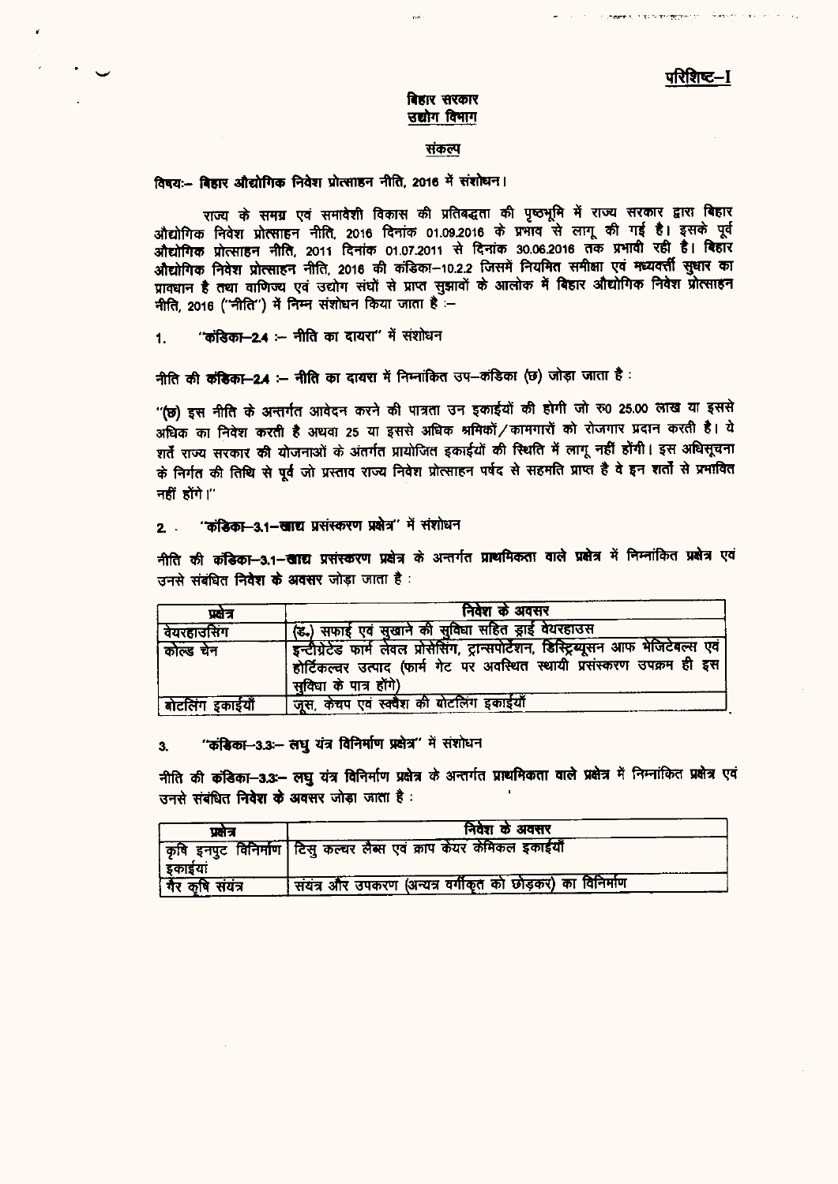परिशिष्ट–I

**बिहार सरकार**
**उद्योग विभाग**

**संकल्प**

विषयः– **बिहार औद्योगिक निवेश प्रोत्साहन नीति, 2016 में संशोधन।**

राज्य के समग्र एवं समावेशी विकास की प्रतिबद्धता की पृष्ठभूमि में राज्य सरकार द्वारा **बिहार औद्योगिक निवेश प्रोत्साहन नीति, 2016** दिनांक 01.09.2016 के प्रभाव से लागू की गई है। इसके पूर्व **औद्योगिक प्रोत्साहन नीति, 2011** दिनांक 01.07.2011 से दिनांक 30.06.2016 तक प्रभावी रही है। **बिहार औद्योगिक निवेश प्रोत्साहन नीति, 2016** की कंडिका–10.2.2 जिसमें नियमित समीक्षा एवं मध्यवर्ती सुधार का प्रावधान है तथा वाणिज्य एवं उद्योग संघों से प्राप्त सुझावों के आलोक में **बिहार औद्योगिक निवेश प्रोत्साहन नीति, 2016** ("नीति") में निम्न संशोधन किया जाता है :–

1. **"कंडिका–2.4 :– नीति का दायरा" में संशोधन**

नीति की **कंडिका–2.4 :– नीति** का दायरा में निम्नांकित उप–कंडिका (छ) जोड़ा जाता है :

"**(छ)** इस नीति के अन्तर्गत आवेदन करने की पात्रता उन इकाईयों की होगी जो रु0 25.00 लाख या इससे अधिक का निवेश करती है अथवा 25 या इससे अधिक श्रमिकों/कामगारों को रोजगार प्रदान करती है। ये शर्तें राज्य सरकार की योजनाओं के अंतर्गत प्रायोजित इकाईयों की स्थिति में लागू नहीं होंगी। इस अधिसूचना के निर्गत की तिथि से पूर्व जो प्रस्ताव राज्य निवेश प्रोत्साहन पर्षद से सहमति प्राप्त है वे इन शर्तों से प्रभावित नहीं होंगे।"

2. **"कंडिका–3.1–खाद्य प्रसंस्करण प्रक्षेत्र" में संशोधन**

नीति की **कंडिका–3.1–खाद्य प्रसंस्करण प्रक्षेत्र** के अन्तर्गत **प्राथमिकता वाले प्रक्षेत्र** में निम्नांकित **प्रक्षेत्र** एवं उनसे संबंधित **निवेश के अवसर** जोड़ा जाता है :

| प्रक्षेत्र | निवेश के अवसर |
|---|---|
| वेयरहाउसिंग | (ङ.) सफाई एवं सुखाने की सुविधा सहित ड्राई वेयरहाउस |
| कोल्ड चेन | इन्टीग्रेटेड फार्म लेवल प्रोसेसिंग, ट्रान्सपोर्टेशन, डिस्ट्रिब्यूसन आफ भेजिटेबल्स एवं होर्टिकल्चर उत्पाद (फार्म गेट पर अवस्थित स्थायी प्रसंस्करण उपक्रम ही इस सुविधा के पात्र होंगे) |
| बोटलिंग इकाईयाँ | जूस, केचप एवं स्क्वैश की बोटलिंग इकाईयाँ |

3. **"कंडिका–3.3:– लघु यंत्र विनिर्माण प्रक्षेत्र" में संशोधन**

नीति की **कंडिका–3.3:– लघु यंत्र विनिर्माण प्रक्षेत्र** के अन्तर्गत **प्राथमिकता वाले प्रक्षेत्र** में निम्नांकित **प्रक्षेत्र** एवं उनसे संबंधित **निवेश के अवसर** जोड़ा जाता है :

| प्रक्षेत्र | निवेश के अवसर |
|---|---|
| कृषि इनपुट विनिर्माण इकाईयां | टिसु कल्चर लैब्स एवं क्राप केयर केमिकल इकाईयाँ |
| गैर कृषि संयंत्र | संयंत्र और उपकरण (अन्यत्र वर्गीकृत को छोड़कर) का विनिर्माण |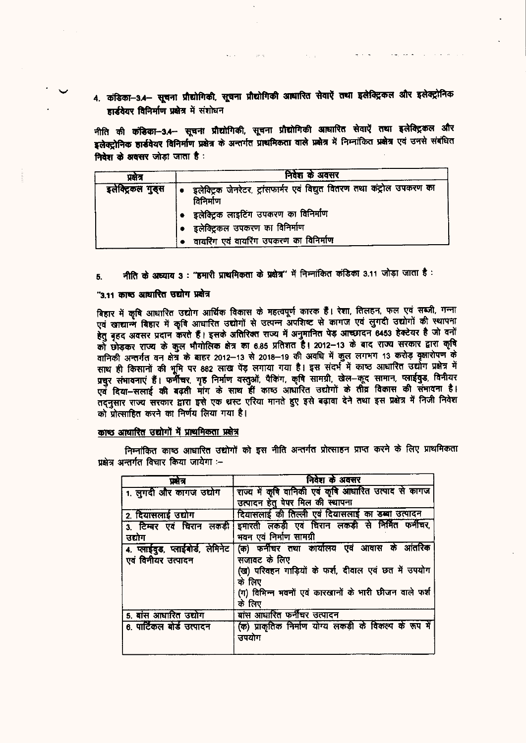4. **कंडिका–3.4– सूचना प्रौद्योगिकी, सूचना प्रौद्योगिकी आधारित सेवाएँ तथा इलेक्ट्रिकल और इलेक्ट्रोनिक हार्डवेयर विनिर्माण प्रक्षेत्र में संशोधन**

नीति की **कंडिका–3.4– सूचना प्रौद्योगिकी, सूचना प्रौद्योगिकी आधारित सेवाएँ तथा इलेक्ट्रिकल और इलेक्ट्रोनिक हार्डवेयर विनिर्माण प्रक्षेत्र** के अन्तर्गत प्राथमिकता वाले प्रक्षेत्र में निम्नांकित प्रक्षेत्र एवं उनसे संबंधित **निवेश के अवसर** जोड़ा जाता है :

| प्रक्षेत्र | निवेश के अवसर |
|---|---|
| इलेक्ट्रिकल गुड्स | • इलेक्ट्रिक जेनरेटर, ट्रांसफार्मर एवं विद्युत वितरण तथा कंट्रोल उपकरण का विनिर्माण<br>• इलेक्ट्रिक लाइटिंग उपकरण का विनिर्माण<br>• इलेक्ट्रिकल उपकरण का विनिर्माण<br>• वायरिंग एवं वायरिंग उपकरण का विनिर्माण |

5. नीति के अध्याय 3 : **"हमारी प्राथमिकता के प्रक्षेत्र"** में निम्नांकित कंडिका 3.11 जोड़ा जाता है :

**"3.11 काष्ठ आधारित उद्योग प्रक्षेत्र**

बिहार में कृषि आधारित उद्योग आर्थिक विकास के महत्वपूर्ण कारक हैं। रेशा, तिलहन, फल एवं सब्जी, गन्ना एवं खाद्यान्न बिहार में कृषि आधारित उद्योगों से उत्पन्न अपशिष्ट से कागज एवं लुगदी उद्योगों की स्थापना हेतु बृहद अवसर प्रदान करते हैं। इसके अतिरिक्त राज्य में अनुमानित पेड़ आच्छादन 6453 हेक्टेयर है जो वनों को छोड़कर राज्य के कुल भौगोलिक क्षेत्र का 6.85 प्रतिशत है। 2012–13 के बाद राज्य सरकार द्वारा कृषि वानिकी अन्तर्गत वन क्षेत्र के बाहर 2012–13 से 2018–19 की अवधि में कुल लगभग 13 करोड़ वृक्षारोपण के साथ ही किसानों की भूमि पर 882 लाख पेड़ लगाया गया है। इस संदर्भ में काष्ठ आधारित उद्योग प्रक्षेत्र में प्रचुर संभावनाएं हैं। फर्नीचर, गृह निर्माण वस्तुओं, पैकिंग, कृषि सामग्री, खेल–कूद सामान, प्लाईवुड, विनीयर एवं दिया–सलाई की बढ़ती मांग के साथ हीं काष्ठ आधारित उद्योगों के तीव्र विकास की संभावना है। तद्नुसार राज्य सरकार द्वारा इसे एक थ्रस्ट एरिया मानते हुए इसे बढ़ावा देने तथा इस प्रक्षेत्र में निजी निवेश को प्रोत्साहित करने का निर्णय लिया गया है।

**काष्ठ आधारित उद्योगों में प्राथमिकता प्रक्षेत्र**

निम्नांकित काष्ठ आधारित उद्योगों को इस नीति अन्तर्गत प्रोत्साहन प्राप्त करने के लिए प्राथमिकता प्रक्षेत्र अन्तर्गत विचार किया जायेगा :–

| प्रक्षेत्र | निवेश के अवसर |
|---|---|
| 1. लुगदी और कागज उद्योग | राज्य में कृषि वानिकी एवं कृषि आधारित उत्पाद से कागज उत्पादन हेतु पेपर मिल की स्थापना |
| 2. दियासलाई उद्योग | दियासलाई की तिल्ली एवं दियासलाई का डब्बा उत्पादन |
| 3. टिम्बर एवं चिरान लकड़ी उद्योग | इमारती लकड़ी एवं चिरान लकड़ी से निर्मित फर्नीचर, भवन एवं निर्माण सामग्री |
| 4. प्लाईवुड, प्लाईबोर्ड, लेमिनेट एवं विनीयर उत्पादन | (क) फर्नीचर तथा कार्यालय एवं आवास के आंतरिक सजावट के लिए<br>(ख) परिवहन गाड़ियों के फर्श, दीवाल एवं छत में उपयोग के लिए<br>(ग) विभिन्न भवनों एवं कारखानों के भारी छीजन वाले फर्श के लिए |
| 5. बांस आधारित उद्योग | बांस आधारित फर्नीचर उत्पादन |
| 6. पार्टिकल बोर्ड उत्पादन | (क) प्राकृतिक निर्माण योग्य लकड़ी के विकल्प के रूप में उपयोग |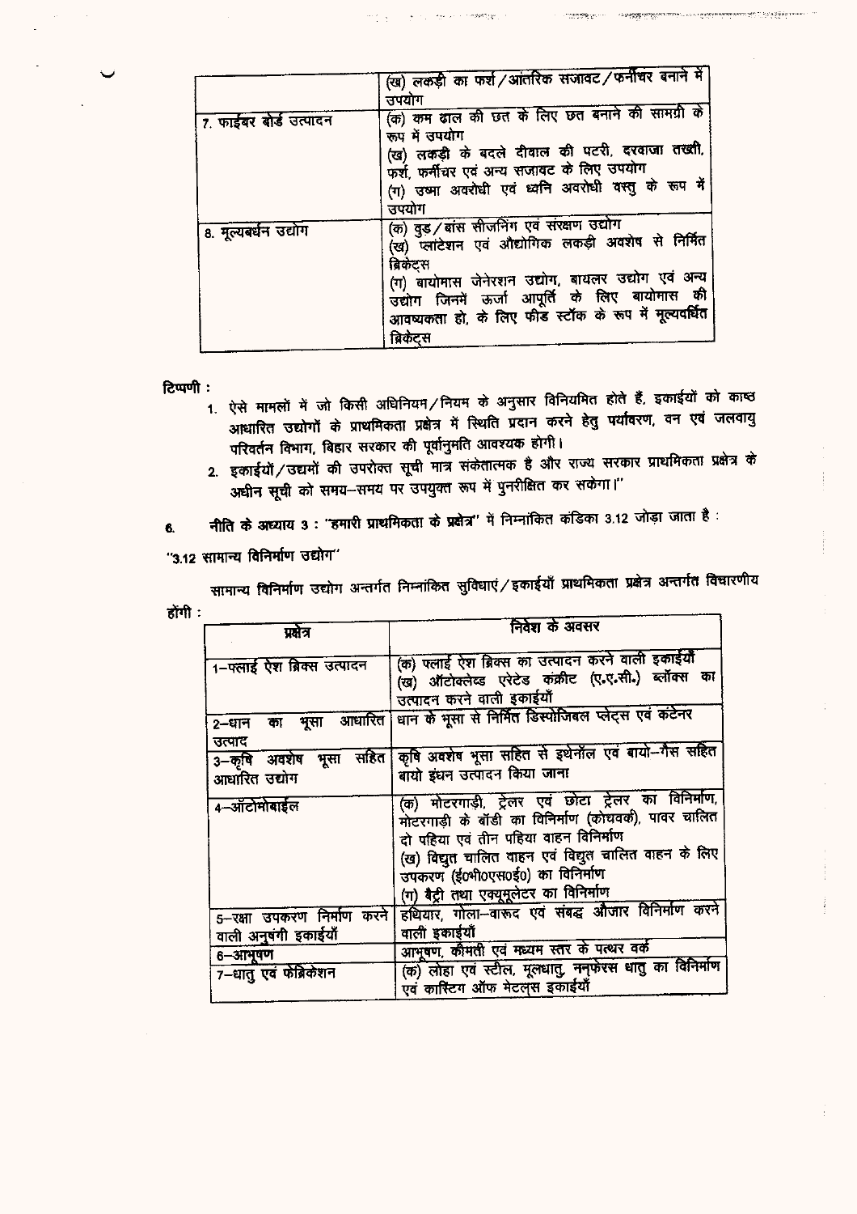| | |
|---|---|
| | (ख) लकड़ी का फर्श/आंतरिक सजावट/फर्नीचर बनाने में उपयोग |
| 7. फाईबर बोर्ड उत्पादन | (क) कम ढाल की छत के लिए छत बनाने की सामग्री के रूप में उपयोग<br>(ख) लकड़ी के बदले दीवाल की पटरी, दरवाजा तख्ती, फर्श, फर्नीचर एवं अन्य सजावट के लिए उपयोग<br>(ग) उष्मा अवरोधी एवं ध्वनि अवरोधी वस्तु के रूप में उपयोग |
| 8. मूल्यबर्धन उद्योग | (क) वुड/बांस सीजनिंग एवं संरक्षण उद्योग<br>(ख) प्लांटेशन एवं औद्योगिक लकड़ी अवशेष से निर्मित ब्रिकेट्स<br>(ग) बायोमास जेनेरशन उद्योग, बायलर उद्योग एवं अन्य उद्योग जिनमें ऊर्जा आपूर्ति के लिए बायोमास की आवश्यकता हो, के लिए फीड स्टॉक के रूप में मूल्यवर्धित ब्रिकेट्स |

टिप्पणी :

1. ऐसे मामलों में जो किसी अधिनियम/नियम के अनुसार विनियमित होते हैं, इकाईयों को काष्ठ आधारित उद्योगों के प्राथमिकता प्रक्षेत्र में स्थिति प्रदान करने हेतु पर्यावरण, वन एवं जलवायु परिवर्तन विभाग, बिहार सरकार की पूर्वानुमति आवश्यक होगी।
2. इकाईयों/उद्यमों की उपरोक्त सूची मात्र संकेतात्मक है और राज्य सरकार प्राथमिकता प्रक्षेत्र के अधीन सूची को समय-समय पर उपयुक्त रूप में पुनरीक्षित कर सकेगा।"

6. नीति के अध्याय 3 : "हमारी प्राथमिकता के प्रक्षेत्र" में निम्नांकित कंडिका 3.12 जोड़ा जाता है :

"3.12 सामान्य विनिर्माण उद्योग"

सामान्य विनिर्माण उद्योग अन्तर्गत निम्नांकित सुविधाएं/इकाईयाँ प्राथमिकता प्रक्षेत्र अन्तर्गत विचारणीय होंगी :

| प्रक्षेत्र | निवेश के अवसर |
|---|---|
| 1–फ्लाई ऐश ब्रिक्स उत्पादन | (क) फ्लाई ऐश ब्रिक्स का उत्पादन करने वाली इकाईयाँ<br>(ख) ऑटोक्लेव्ड एरेटेड कंक्रीट (ए.ए.सी.) ब्लॉक्स का उत्पादन करने वाली इकाईयाँ |
| 2–धान का भूसा आधारित उत्पाद | धान के भूसा से निर्मित डिस्पोजिबल प्लेट्स एवं कंटेनर |
| 3–कृषि अवशेष भूसा सहित आधारित उद्योग | कृषि अवशेष भूसा सहित से इथेनॉल एवं बायो–गैस सहित बायो ईंधन उत्पादन किया जाना |
| 4–ऑटोमोबाईल | (क) मोटरगाड़ी, ट्रेलर एवं छोटा ट्रेलर का विनिर्माण, मोटरगाड़ी के बॉडी का विनिर्माण (कोचवर्क), पावर चालित दो पहिया एवं तीन पहिया वाहन विनिर्माण<br>(ख) विद्युत चालित वाहन एवं विद्युत चालित वाहन के लिए उपकरण (ई0भी0एस0ई0) का विनिर्माण<br>(ग) बैट्री तथा एक्यूमूलेटर का विनिर्माण |
| 5–रक्षा उपकरण निर्माण करने वाली अनुषंगी इकाईयाँ | हथियार, गोला–बारूद एवं संबद्ध औजार विनिर्माण करने वाली इकाईयाँ |
| 6–आभूषण | आभूषण, कीमती एवं मध्यम स्तर के पत्थर वर्क |
| 7–धातु एवं फेब्रिकेशन | (क) लोहा एवं स्टील, मूलधातु, ननफेरस धातु का विनिर्माण एवं कास्टिंग ऑफ मेटल्स इकाईयाँ |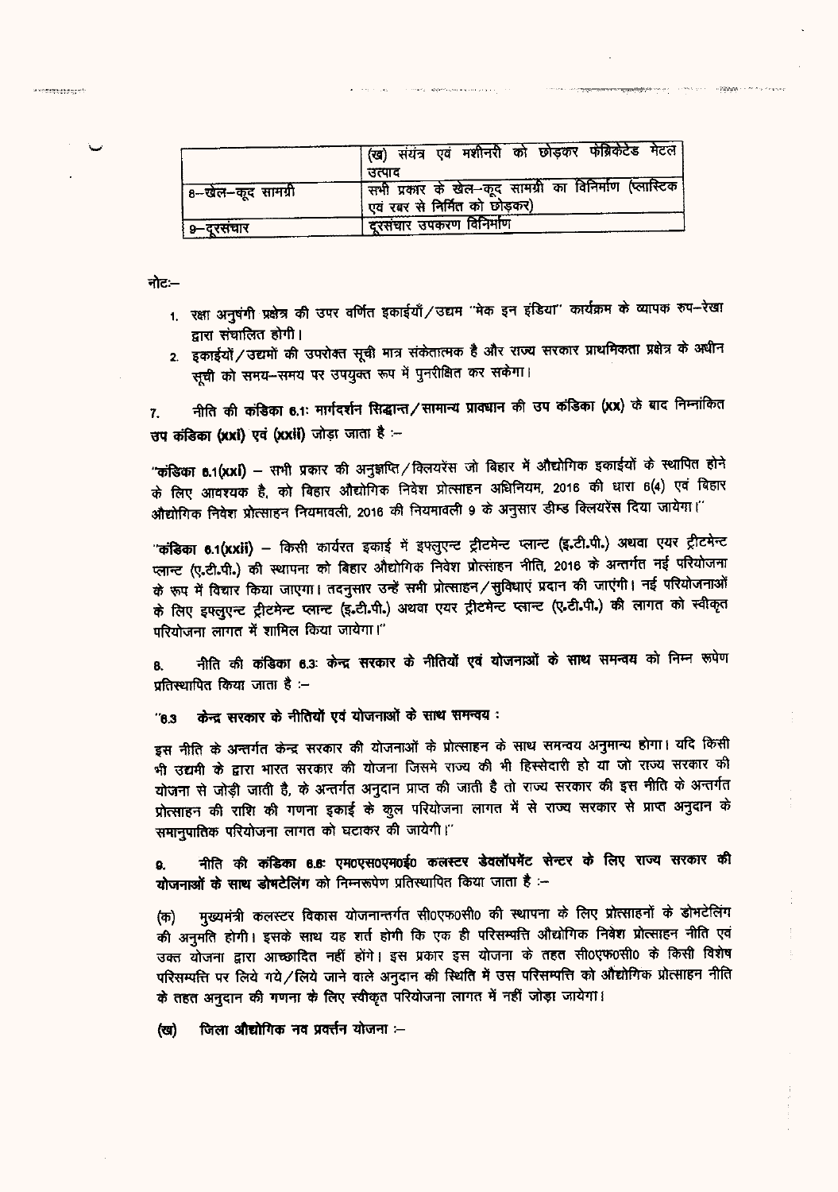| | |
|---|---|
| | (ख) संयंत्र एवं मशीनरी को छोड़कर फेब्रिकेटेड मेटल उत्पाद |
| 8–खेल–कूद सामग्री | सभी प्रकार के खेल–कूद सामग्री का विनिर्माण (प्लास्टिक एवं रबर से निर्मित को छोड़कर) |
| 9–दूरसंचार | दूरसंचार उपकरण विनिर्माण |

नोटः–

1. रक्षा अनुषंगी प्रक्षेत्र की उपर वर्णित इकाईयाँ/उद्यम "मेक इन इंडिया" कार्यक्रम के व्यापक रुप–रेखा द्वारा संचालित होगी।
2. इकाईयों/उद्यमों की उपरोक्त सूची मात्र संकेतात्मक है और राज्य सरकार प्राथमिकता प्रक्षेत्र के अधीन सूची को समय–समय पर उपयुक्त रूप में पुनरीक्षित कर सकेगा।

7. नीति की कंडिका 6.1: मार्गदर्शन सिद्धान्त/सामान्य प्रावधान की उप कंडिका (xx) के बाद निम्नांकित उप कंडिका (xxi) एवं (xxii) जोड़ा जाता है :–

"कंडिका 6.1(xxi) – सभी प्रकार की अनुज्ञप्ति/क्लियरेंस जो बिहार में औद्योगिक इकाईयों के स्थापित होने के लिए आवश्यक है, को बिहार औद्योगिक निवेश प्रोत्साहन अधिनियम, 2016 की धारा 6(4) एवं बिहार औद्योगिक निवेश प्रोत्साहन नियमावली, 2016 की नियमावली 9 के अनुसार डीम्ड क्लियरेंस दिया जायेगा।"

"कंडिका 6.1(xxii) – किसी कार्यरत इकाई में इफ्लुएन्ट ट्रीटमेन्ट प्लान्ट (इ.टी.पी.) अथवा एयर ट्रीटमेन्ट प्लान्ट (ए.टी.पी.) की स्थापना को बिहार औद्योगिक निवेश प्रोत्साहन नीति, 2016 के अन्तर्गत नई परियोजना के रूप में विचार किया जाएगा। तदनुसार उन्हें सभी प्रोत्साहन/सुविधाएं प्रदान की जाएंगी। नई परियोजनाओं के लिए इफ्लुएन्ट ट्रीटमेन्ट प्लान्ट (इ.टी.पी.) अथवा एयर ट्रीटमेन्ट प्लान्ट (ए.टी.पी.) की लागत को स्वीकृत परियोजना लागत में शामिल किया जायेगा।"

8. नीति की कंडिका 6.3: केन्द्र सरकार के नीतियों एवं योजनाओं के साथ समन्वय को निम्न रूपेण प्रतिस्थापित किया जाता है :–

"6.3 केन्द्र सरकार के नीतियों एवं योजनाओं के साथ समन्वय :

इस नीति के अन्तर्गत केन्द्र सरकार की योजनाओं के प्रोत्साहन के साथ समन्वय अनुमान्य होगा। यदि किसी भी उद्यमी के द्वारा भारत सरकार की योजना जिसमे राज्य की भी हिस्सेदारी हो या जो राज्य सरकार की योजना से जोड़ी जाती है, के अन्तर्गत अनुदान प्राप्त की जाती है तो राज्य सरकार की इस नीति के अन्तर्गत प्रोत्साहन की राशि की गणना इकाई के कुल परियोजना लागत में से राज्य सरकार से प्राप्त अनुदान के समानुपातिक परियोजना लागत को घटाकर की जायेगी।"

9. नीति की कंडिका 6.6: एम०एस०एम०ई० कलस्टर डेवलॉपमेंट सेन्टर के लिए राज्य सरकार की योजनाओं के साथ डोभटेलिंग को निम्नरूपेण प्रतिस्थापित किया जाता है :–

(क) मुख्यमंत्री कलस्टर विकास योजनान्तर्गत सी०एफ०सी० की स्थापना के लिए प्रोत्साहनों के डोभटेलिंग की अनुमति होगी। इसके साथ यह शर्त होगी कि एक ही परिसम्पत्ति औद्योगिक निवेश प्रोत्साहन नीति एवं उक्त योजना द्वारा आच्छादित नहीं होंगे। इस प्रकार इस योजना के तहत सी०एफ०सी० के किसी विशेष परिसम्पत्ति पर लिये गये/लिये जाने वाले अनुदान की स्थिति में उस परिसम्पत्ति को औद्योगिक प्रोत्साहन नीति के तहत अनुदान की गणना के लिए स्वीकृत परियोजना लागत में नहीं जोड़ा जायेगा।

(ख) जिला औद्योगिक नव प्रवर्त्तन योजना :–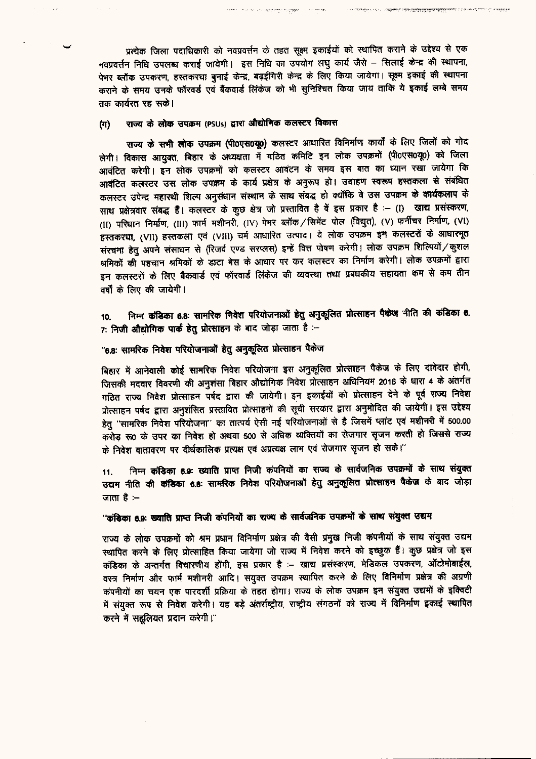प्रत्येक जिला पदाधिकारी को नवप्रवर्त्तन के तहत सूक्ष्म इकाईयों को स्थापित कराने के उद्देश्य से एक नवप्रवर्त्तन निधि उपलब्ध कराई जायेगी। इस निधि का उपयोग लघु कार्य जैसे – सिलाई केन्द्र की स्थापना, पेभर ब्लॉक उपकरण, हस्तकरघा बुनाई केन्द्र, बढ़ईगिरी केन्द्र के लिए किया जायेगा। सूक्ष्म इकाई की स्थापना कराने के समय उनके फॉरवर्ड एवं बैंकवार्ड लिंकेज को भी सुनिश्चित किया जाय ताकि ये इकाई लम्बे समय तक कार्यरत रह सके।

**(ग) राज्य के लोक उपक्रम (PSUs) द्वारा औद्योगिक कलस्टर विकास**

**राज्य के सभी लोक उपक्रम (पी०एस०यू०)** कलस्टर आधारित विनिर्माण कार्यों के लिए जिलों को गोद लेगी। **विकास आयुक्त, बिहार के अध्यक्षता में गठित कमिटि इन लोक उपक्रमों (पी०एस०यू०) को जिला आवंटित करेगी।** इन लोक उपक्रमों को कलस्टर आवंटन के समय इस बात का ध्यान रखा जायेगा कि आवंटित कलस्टर उस लोक उपक्रम के कार्य प्रक्षेत्र के अनुरूप हो। उदाहण स्वरूप हस्तकला से संबंधित कलस्टर उपेन्द्र महारथी शिल्प अनुसंधान संस्थान के साथ संबद्ध हो क्योंकि वे उस उपक्रम के कार्यकलाप के साथ प्रक्षेत्रवार संबद्ध हैं। कलस्टर के कुछ क्षेत्र जो प्रस्तावित है वें इस प्रकार है :– (I) खाद्य प्रसंस्करण, (II) परिधान निर्माण, (III) फार्म मशीनरी, (IV) पेभर ब्लॉक/सिमेंट पोल (विद्युत), (V) फर्नीचर निर्माण, (VI) हस्तकरघा, (VII) हस्तकला एवं (VIII) चर्म आधारित उत्पाद। ये लोक उपक्रम इन कलस्टरों के आधारभूत संरचना हेतु अपने संसाधन से (रिजर्व एण्ड सरप्लस) इन्हें वित्त पोषण करेगी। लोक उपक्रम शिल्पियों/कुशल श्रमिकों की पहचान श्रमिकों के डाटा बेस के आधार पर कर कलस्टर का निर्माण करेगी। लोक उपक्रमों द्वारा इन कलस्टरों के लिए बैकवार्ड एवं फॉरवार्ड लिंकेज की व्यवस्था तथा प्रबंधकीय सहायता कम से कम तीन वर्षों के लिए की जायेगी।

10. निम्न **कंडिका 6.8: सामरिक निवेश परियोजनाओं हेतु अनुकूलित प्रोत्साहन पैकेज** नीति की **कंडिका 6.7: निजी औद्योगिक पार्क हेतु प्रोत्साहन** के बाद जोड़ा जाता है :–

**"6.8: सामरिक निवेश परियोजनाओं हेतु अनुकूलित प्रोत्साहन पैकेज**

बिहार में आनेवाली कोई सामरिक निवेश परियोजना इस अनुकूलित प्रोत्साहन पैकेज के लिए दावेदार होगी, जिसकी मदवार विवरणी की अनुशंसा बिहार औद्योगिक निवेश प्रोत्साहन अधिनियम 2016 के धारा 4 के अंतर्गत गठित राज्य निवेश प्रोत्साहन पर्षद द्वारा की जायेगी। इन इकाईयों को प्रोत्साहन देने के पूर्व राज्य निवेश प्रोत्साहन पर्षद द्वारा अनुशंसित प्रस्तावित प्रोत्साहनों की सूची सरकार द्वारा अनुमोदित की जायेगी। इस उद्देश्य हेतु "सामरिक निवेश परियोजना" का तात्पर्य ऐसी नई परियोजनाओं से है जिसमें प्लांट एवं मशीनरी में 500.00 करोड़ रू० के उपर का निवेश हो अथवा 500 से अधिक व्यक्तियों का रोजगार सृजन करती हो जिससे राज्य के निवेश वातावरण पर दीर्घकालिक प्रत्यक्ष एवं अप्रत्यक्ष लाभ एवं रोजगार सृजन हो सके।"

11. निम्न **कंडिका 6.9: ख्याति प्राप्त निजी कंपनियों का राज्य के सार्वजनिक उपक्रमों के साथ संयुक्त उद्यम** नीति की **कंडिका 6.8: सामरिक निवेश परियोजनाओं हेतु अनुकूलित प्रोत्साहन पैकेज** के बाद जोड़ा जाता है :–

**"कंडिका 6.9: ख्याति प्राप्त निजी कंपनियों का राज्य के सार्वजनिक उपक्रमों के साथ संयुक्त उद्यम**

राज्य के लोक उपक्रमों को श्रम प्रधान विनिर्माण प्रक्षेत्र की वैसी प्रमुख निजी कंपनीयों के साथ संयुक्त उद्यम स्थापित करने के लिए प्रोत्साहित किया जायेगा जो राज्य में निवेश करने को इच्छुक हैं। कुछ प्रक्षेत्र जो इस कंडिका के अन्तर्गत विचारणीय होंगी, इस प्रकार है :– खाद्य प्रसंस्करण, मेडिकल उपकरण, ऑटोमोबाईल, वस्त्र निर्माण और फार्म मशीनरी आदि। संयुक्त उपक्रम स्थापित करने के लिए विनिर्माण प्रक्षेत्र की अग्रणी कंपनीयों का चयन एक पारदर्शी प्रक्रिया के तहत होगा। राज्य के लोक उपक्रम इन संयुक्त उद्यमों के इक्विटी में संयुक्त रूप से निवेश करेगी। यह बड़े अंतर्राष्ट्रीय, राष्ट्रीय संगठनों को राज्य में विनिर्माण इकाई स्थापित करने में सहूलियत प्रदान करेगी।"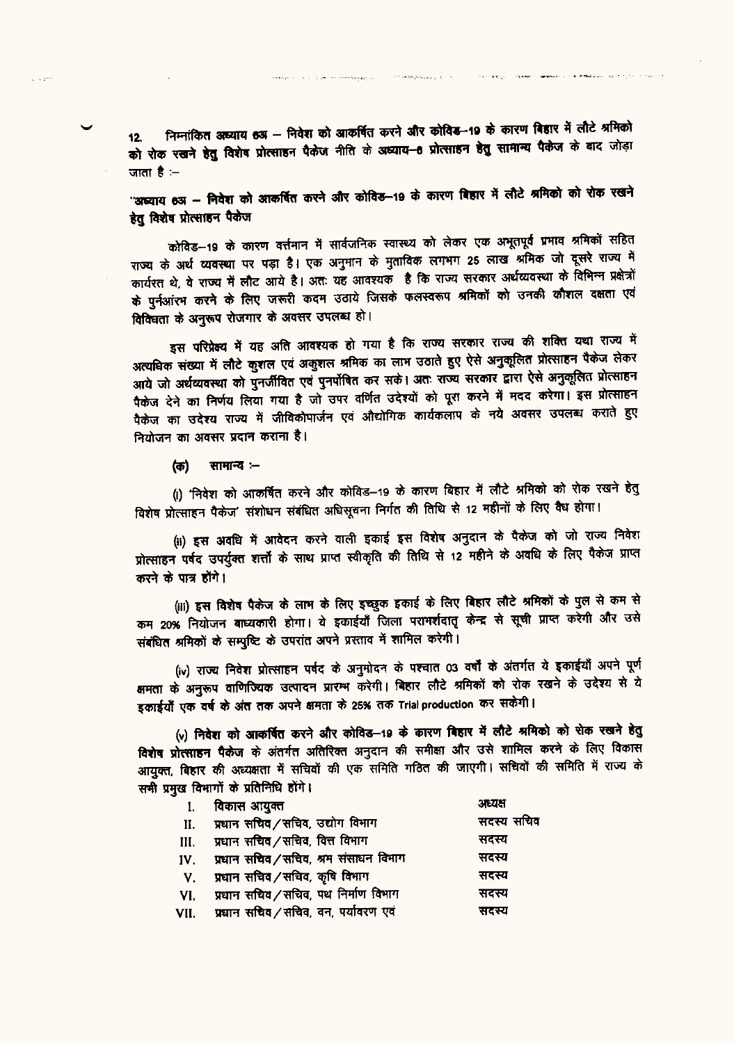12. निम्नांकित अध्याय 6अ – निवेश को आकर्षित करने और कोविड–19 के कारण बिहार में लौटे श्रमिको को रोक रखने हेतु विशेष प्रोत्साहन पैकेज नीति के अध्याय–6 प्रोत्साहन हेतु सामान्य पैकेज के बाद जोड़ा जाता है :–

**"अध्याय 6अ – निवेश को आकर्षित करने और कोविड–19 के कारण बिहार में लौटे श्रमिको को रोक रखने हेतु विशेष प्रोत्साहन पैकेज**

कोविड–19 के कारण वर्त्तमान में सार्वजनिक स्वास्थ्य को लेकर एक अभूतपूर्व प्रभाव श्रमिकों सहित राज्य के अर्थ व्यवस्था पर पड़ा है। एक अनुमान के मुताबिक लगभग 25 लाख श्रमिक जो दूसरे राज्य में कार्यरत थे, वे राज्य में लौट आये है। अतः यह आवश्यक है कि राज्य सरकार अर्थव्यवस्था के विभिन्न प्रक्षेत्रों के पुर्नआरंभ करने के लिए जरूरी कदम उठाये जिसके फलस्वरूप श्रमिकों को उनकी कौशल दक्षता एवं विविधता के अनुरूप रोजगार के अवसर उपलब्ध हो।

इस परिप्रेक्ष्य में यह अति आवश्यक हो गया है कि राज्य सरकार राज्य की शक्ति यथा राज्य में अत्यधिक संख्या में लौटे कुशल एवं अकुशल श्रमिक का लाभ उठाते हुए ऐसे अनुकूलित प्रोत्साहन पैकेज लेकर आये जो अर्थव्यवस्था को पुनर्जीवित एवं पुनर्पोषित कर सके। अतः राज्य सरकार द्वारा ऐसे अनुकूलित प्रोत्साहन पैकेज देने का निर्णय लिया गया है जो उपर वर्णित उदेश्यों को पूरा करने में मदद करेगा। इस प्रोत्साहन पैकेज का उदेश्य राज्य में जीविकोपार्जन एवं औद्योगिक कार्यकलाप के नये अवसर उपलब्ध कराते हुए नियोजन का अवसर प्रदान कराना है।

(क) सामान्य :–

(i) 'निवेश को आकर्षित करने और कोविड–19 के कारण बिहार में लौटे श्रमिको को रोक रखने हेतु विशेष प्रोत्साहन पैकेज' संशोधन संबंधित अधिसूचना निर्गत की तिथि से 12 महीनों के लिए वैध होगा।

(ii) इस अवधि में आवेदन करने वाली इकाई इस विशेष अनुदान के पैकेज को जो राज्य निवेश प्रोत्साहन पर्षद उपर्युक्त शर्तों के साथ प्राप्त स्वीकृति की तिथि से 12 महीने के अवधि के लिए पैकेज प्राप्त करने के पात्र होंगे।

(iii) इस विशेष पैकेज के लाभ के लिए इच्छुक इकाई के लिए बिहार लौटे श्रमिकों के पुल से कम से कम 20% नियोजन बाध्यकारी होगा। ये इकाईयाँ जिला परामर्शदातृ केन्द्र से सूची प्राप्त करेगी और उसे संबंधित श्रमिकों के सम्पुष्टि के उपरांत अपने प्रस्ताव में शामिल करेगी।

(iv) राज्य निवेश प्रोत्साहन पर्षद के अनुमोदन के पश्चात 03 वर्षों के अंतर्गत ये इकाईयाँ अपने पूर्ण क्षमता के अनुरूप वाणिज्यिक उत्पादन प्रारम्भ करेगी। बिहार लौटे श्रमिकों को रोक रखने के उदेश्य से ये इकाईयाँ एक वर्ष के अंत तक अपने क्षमता के 25% तक Trial production कर सकेगी।

(v) निवेश को आकर्षित करने और कोविड–19 के कारण बिहार में लौटे श्रमिको को रोक रखने हेतु विशेष प्रोत्साहन पैकेज के अंतर्गत अतिरिक्त अनुदान की समीक्षा और उसे शामिल करने के लिए विकास आयुक्त, बिहार की अध्यक्षता में सचिवों की एक समिति गठित की जाएगी। सचिवों की समिति में राज्य के सभी प्रमुख विभागों के प्रतिनिधि होंगे।

| | | |
|---|---|---|
| I. | विकास आयुक्त | अध्यक्ष |
| II. | प्रधान सचिव/सचिव, उद्योग विभाग | सदस्य सचिव |
| III. | प्रधान सचिव/सचिव, वित्त विभाग | सदस्य |
| IV. | प्रधान सचिव/सचिव, श्रम संसाधन विभाग | सदस्य |
| V. | प्रधान सचिव/सचिव, कृषि विभाग | सदस्य |
| VI. | प्रधान सचिव/सचिव, पथ निर्माण विभाग | सदस्य |
| VII. | प्रधान सचिव/सचिव, वन, पर्यावरण एवं | सदस्य |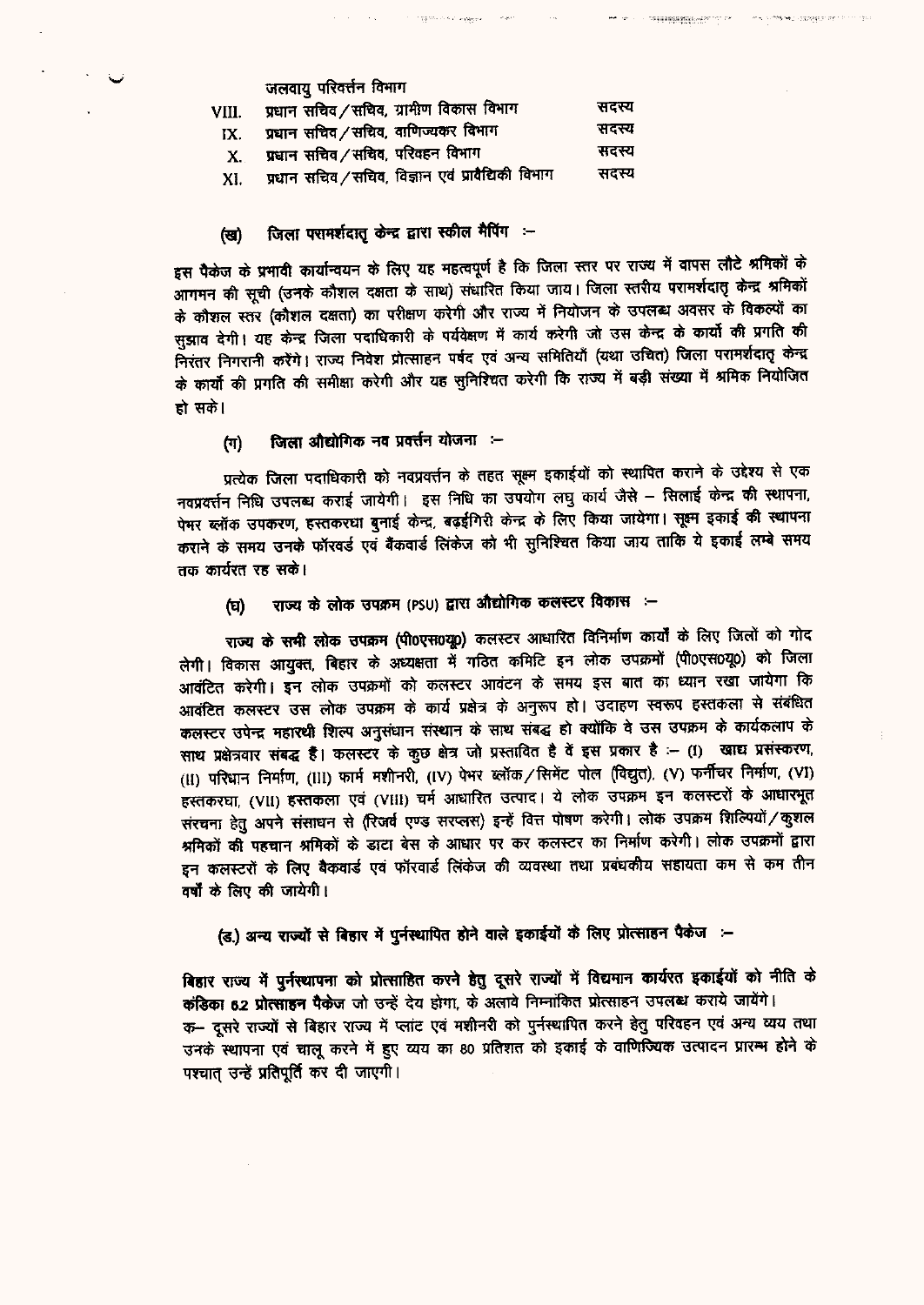जलवायु परिवर्तन विभाग

| | | |
|---|---|---|
| VIII. | प्रधान सचिव/सचिव, ग्रामीण विकास विभाग | सदस्य |
| IX. | प्रधान सचिव/सचिव, वाणिज्यकर विभाग | सदस्य |
| X. | प्रधान सचिव/सचिव, परिवहन विभाग | सदस्य |
| XI. | प्रधान सचिव/सचिव, विज्ञान एवं प्रावैधिकी विभाग | सदस्य |

**(ख) जिला परामर्शदातृ केन्द्र द्वारा स्कील मैपिंग :–**

इस पैकेज के प्रभावी कार्यान्वयन के लिए यह महत्वपूर्ण है कि जिला स्तर पर राज्य में वापस लौटे श्रमिकों के आगमन की सूची (उनके कौशल दक्षता के साथ) संधारित किया जाय। जिला स्तरीय परामर्शदातृ केन्द्र श्रमिकों के कौशल स्तर (कौशल दक्षता) का परीक्षण करेगी और राज्य में नियोजन के उपलब्ध अवसर के विकल्पों का सुझाव देगी। यह केन्द्र जिला पदाधिकारी के पर्यवेक्षण में कार्य करेगी जो उस केन्द्र के कार्यो की प्रगति की निरंतर निगरानी करेंगे। राज्य निवेश प्रोत्साहन पर्षद एवं अन्य समितियाँ (यथा उचित) जिला परामर्शदातृ केन्द्र के कार्यो की प्रगति की समीक्षा करेगी और यह सुनिश्चित करेगी कि राज्य में बड़ी संख्या में श्रमिक नियोजित हो सके।

**(ग) जिला औद्योगिक नव प्रवर्त्तन योजना :–**

प्रत्येक जिला पदाधिकारी को नवप्रवर्त्तन के तहत सूक्ष्म इकाईयों को स्थापित कराने के उद्देश्य से एक नवप्रवर्त्तन निधि उपलब्ध कराई जायेगी। इस निधि का उपयोग लघु कार्य जैसे – सिलाई केन्द्र की स्थापना, पेभर ब्लॉक उपकरण, हस्तकरधा बुनाई केन्द्र, बढ़ईगिरी केन्द्र के लिए किया जायेगा। सूक्ष्म इकाई की स्थापना कराने के समय उनके फॉरवर्ड एवं बैकवार्ड लिंकेज को भी सुनिश्चित किया जाय ताकि ये इकाई लम्बे समय तक कार्यरत रह सके।

**(घ) राज्य के लोक उपक्रम (PSU) द्वारा औद्योगिक कलस्टर विकास :–**

राज्य के सभी लोक उपक्रम (पी0एस0यू0) कलस्टर आधारित विनिर्माण कार्यों के लिए जिलों को गोद लेगी। विकास आयुक्त, बिहार के अध्यक्षता में गठित कमिटि इन लोक उपक्रमों (पी0एस0यू0) को जिला आवंटित करेगी। इन लोक उपक्रमों को कलस्टर आवंटन के समय इस बात का ध्यान रखा जायेगा कि आवंटित कलस्टर उस लोक उपक्रम के कार्य प्रक्षेत्र के अनुरूप हो। उदाहरण स्वरूप हस्तकला से संबंधित कलस्टर उपेन्द्र महारथी शिल्प अनुसंधान संस्थान के साथ संबद्ध हो क्योंकि वे उस उपक्रम के कार्यकलाप के साथ प्रक्षेत्रवार संबद्ध हैं। कलस्टर के कुछ क्षेत्र जो प्रस्तावित है वे इस प्रकार है :– (I) खाद्य प्रसंस्करण, (II) परिधान निर्माण, (III) फार्म मशीनरी, (IV) पेभर ब्लॉक/सिमेंट पोल (विद्युत), (V) फर्नीचर निर्माण, (VI) हस्तकरघा, (VII) हस्तकला एवं (VIII) चर्म आधारित उत्पाद। ये लोक उपक्रम इन कलस्टरों के आधारभूत संरचना हेतु अपने संसाधन से (रिजर्व एण्ड सरप्लस) इन्हें वित्त पोषण करेगी। लोक उपक्रम शिल्पियों/कुशल श्रमिकों की पहचान श्रमिकों के डाटा बेस के आधार पर कर कलस्टर का निर्माण करेगी। लोक उपक्रमों द्वारा इन कलस्टरों के लिए बैकवार्ड एवं फॉरवार्ड लिंकेज की व्यवस्था तथा प्रबंधकीय सहायता कम से कम तीन वर्षों के लिए की जायेगी।

**(ङ) अन्य राज्यों से बिहार में पुर्नस्थापित होने वाले इकाईयों के लिए प्रोत्साहन पैकेज :–**

**बिहार राज्य में पुर्नस्थापना को प्रोत्साहित करने हेतु** दूसरे राज्यों में विद्यमान कार्यरत इकाईयों को नीति के **कंडिका 6.2 प्रोत्साहन पैकेज** जो उन्हें देय होगा, के अलावे निम्नांकित प्रोत्साहन उपलब्ध कराये जायेंगे।

क– दूसरे राज्यों से बिहार राज्य में प्लांट एवं मशीनरी को पुर्नस्थापित करने हेतु परिवहन एवं अन्य व्यय तथा उनके स्थापना एवं चालू करने में हुए व्यय का 80 प्रतिशत को इकाई के वाणिज्यिक उत्पादन प्रारम्भ होने के पश्चात् उन्हें प्रतिपूर्ति कर दी जाएगी।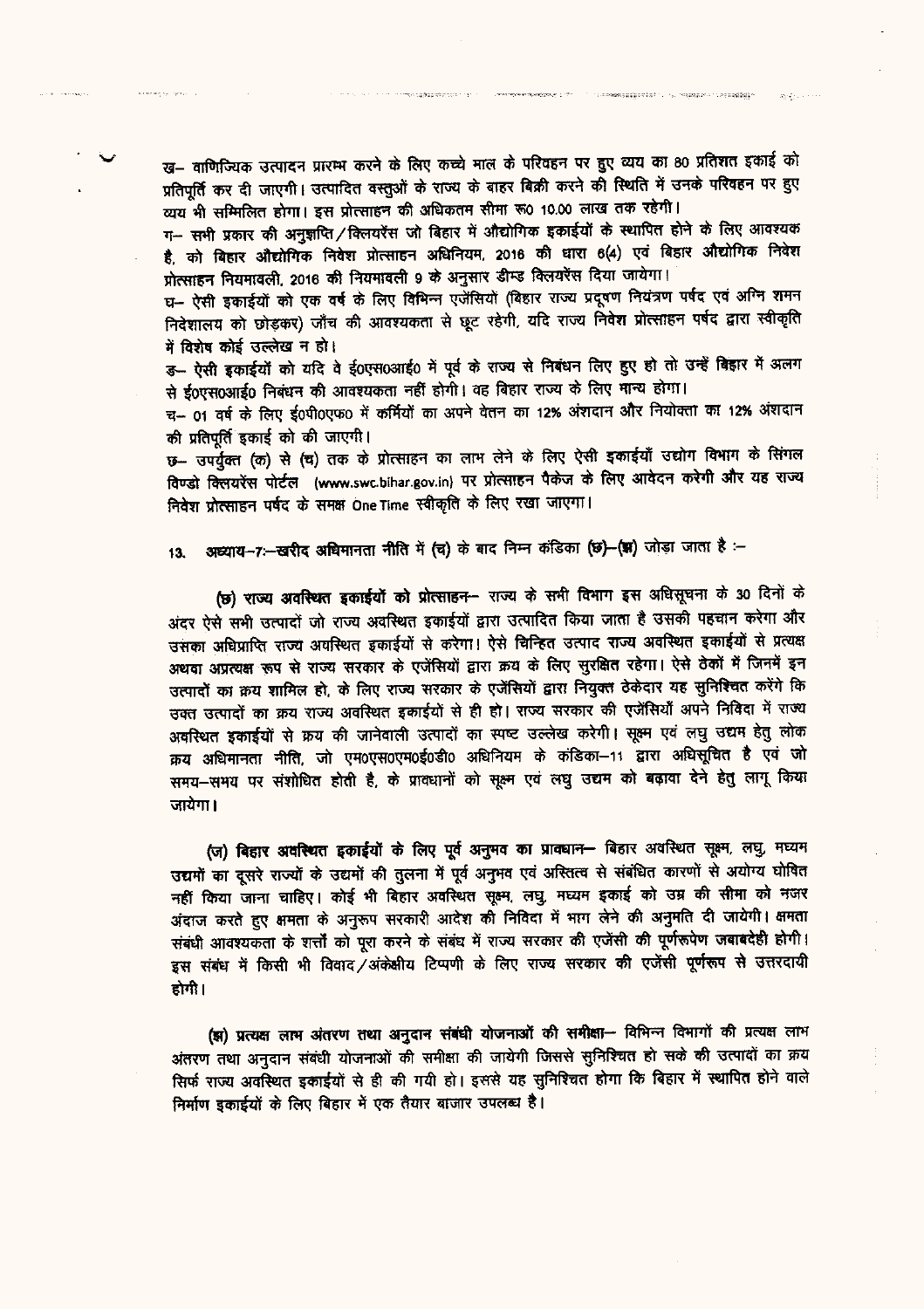ख– वाणिज्यिक उत्पादन प्रारम्भ करने के लिए कच्चे माल के परिवहन पर हुए व्यय का 80 प्रतिशत इकाई को प्रतिपूर्ति कर दी जाएगी। उत्पादित वस्तुओं के राज्य के बाहर बिक्री करने की स्थिति में उनके परिवहन पर हुए व्यय भी सम्मिलित होगा। इस प्रोत्साहन की अधिकतम सीमा रू0 10.00 लाख तक रहेगी।

ग– सभी प्रकार की अनुज्ञप्ति/क्लियरेंस जो बिहार में औद्योगिक इकाईयों के स्थापित होने के लिए आवश्यक है, को बिहार औद्योगिक निवेश प्रोत्साहन अधिनियम, 2016 की धारा 6(4) एवं बिहार औद्योगिक निवेश प्रोत्साहन नियमावली, 2016 की नियमावली 9 के अनुसार डीम्ड क्लियरेंस दिया जायेगा।

घ– ऐसी इकाईयों को एक वर्ष के लिए विभिन्न एजेंसियों (बिहार राज्य प्रदूषण नियंत्रण पर्षद एवं अग्नि शमन निदेशालय को छोड़कर) जाँच की आवश्यकता से छूट रहेगी, यदि राज्य निवेश प्रोत्साहन पर्षद द्वारा स्वीकृति में विशेष कोई उल्लेख न हो।

ङ– ऐसी इकाईयों को यदि वे ई0एस0आई0 में पूर्व के राज्य से निबंधन लिए हुए हो तो उन्हें बिहार में अलग से ई0एस0आई0 निबंधन की आवश्यकता नहीं होगी। वह बिहार राज्य के लिए मान्य होगा।

च– 01 वर्ष के लिए ई0पी0एफ0 में कर्मियों का अपने वेतन का 12% अंशदान और नियोक्ता का 12% अंशदान की प्रतिपूर्ति इकाई को की जाएगी।

छ– उपर्युक्त (क) से (च) तक के प्रोत्साहन का लाभ लेने के लिए ऐसी इकाईयाँ उद्योग विभाग के सिंगल विण्डो क्लियरेंस पोर्टल (www.swc.bihar.gov.in) पर प्रोत्साहन पैकेज के लिए आवेदन करेगी और यह राज्य निवेश प्रोत्साहन पर्षद के समक्ष One Time स्वीकृति के लिए रखा जाएगा।

13. अध्याय–7:–खरीद अधिमानता नीति में (च) के बाद निम्न कंडिका **(छ)–(झ)** जोड़ा जाता है :–

**(छ) राज्य अवस्थित इकाईयों को प्रोत्साहन**– राज्य के सभी विभाग इस अधिसूचना के 30 दिनों के अंदर ऐसे सभी उत्पादों जो राज्य अवस्थित इकाईयों द्वारा उत्पादित किया जाता है उसकी पहचान करेगा और उसका अधिप्राप्ति राज्य अवस्थित इकाईयों से करेगा। ऐसे चिन्हित उत्पाद राज्य अवस्थित इकाईयों से प्रत्यक्ष अथवा अप्रत्यक्ष रूप से राज्य सरकार के एजेंसियों द्वारा क्रय के लिए सुरक्षित रहेगा। ऐसे ठेकों में जिनमें इन उत्पादों का क्रय शामिल हो, के लिए राज्य सरकार के एजेंसियों द्वारा नियुक्त ठेकेदार यह सुनिश्चित करेंगे कि उक्त उत्पादों का क्रय राज्य अवस्थित इकाईयों से ही हो। राज्य सरकार की एजेंसियाँ अपने निविदा में राज्य अवस्थित इकाईयों से क्रय की जानेवाली उत्पादों का स्पष्ट उल्लेख करेगी। सूक्ष्म एवं लघु उद्यम हेतु लोक क्रय अधिमानता नीति, जो एम0एस0एम0ई0डी0 अधिनियम के कंडिका–11 द्वारा अधिसूचित है एवं जो समय–समय पर संशोधित होती है, के प्रावधानों को सूक्ष्म एवं लघु उद्यम को बढ़ावा देने हेतु लागू किया जायेगा।

**(ज) बिहार अवस्थित इकाईयों के लिए पूर्व अनुभव का प्रावधान**– बिहार अवस्थित सूक्ष्म, लघु, मध्यम उद्यमों का दूसरे राज्यों के उद्यमों की तुलना में पूर्व अनुभव एवं अस्तित्व से संबंधित कारणों से अयोग्य घोषित नहीं किया जाना चाहिए। कोई भी बिहार अवस्थित सूक्ष्म, लघु, मध्यम इकाई को उम्र की सीमा को नजर अंदाज करते हुए क्षमता के अनुरूप सरकारी आदेश की निविदा में भाग लेने की अनुमति दी जायेगी। क्षमता संबंधी आवश्यकता के शर्तों को पूरा करने के संबंध में राज्य सरकार की एजेंसी की पूर्णरूपेण जबाबदेही होगी। इस संबंध में किसी भी विवाद/अंकेक्षीय टिप्पणी के लिए राज्य सरकार की एजेंसी पूर्णरूप से उत्तरदायी होगी।

**(झ) प्रत्यक्ष लाभ अंतरण तथा अनुदान संबंधी योजनाओं की समीक्षा**– विभिन्न विभागों की प्रत्यक्ष लाभ अंतरण तथा अनुदान संबंधी योजनाओं की समीक्षा की जायेगी जिससे सुनिश्चित हो सके की उत्पादों का क्रय सिर्फ राज्य अवस्थित इकाईयों से ही की गयी हो। इससे यह सुनिश्चित होगा कि बिहार में स्थापित होने वाले निर्माण इकाईयों के लिए बिहार में एक तैयार बाजार उपलब्ध है।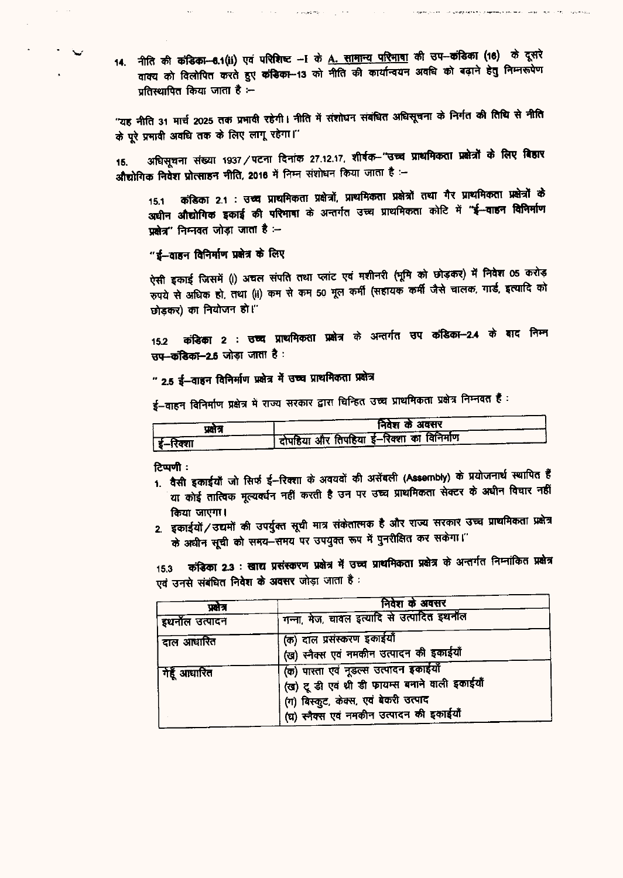14. नीति की **कंडिका–6.1(ii)** एवं परिशिष्ट –I के <u>A. सामान्य परिभाषा</u> की उप–कंडिका (16) के दूसरे वाक्य को विलोपित करते हुए **कंडिका–13** को नीति की कार्यान्वयन अवधि को बढ़ाने हेतु निम्नरूपेण प्रतिस्थापित किया जाता है :–

"यह नीति 31 मार्च 2025 तक प्रभावी रहेगी। नीति में संशोधन संबंधित अधिसूचना के निर्गत की तिथि से नीति के पूरे प्रभावी अवधि तक के लिए लागू रहेगा।"

15. अधिसूचना संख्या 1937/पटना दिनांक 27.12.17, शीर्षक– **"उच्च प्राथमिकता प्रक्षेत्रों के लिए बिहार औद्योगिक निवेश प्रोत्साहन नीति, 2016** में निम्न संशोधन किया जाता है :–

15.1 **कंडिका 2.1 : उच्च प्राथमिकता प्रक्षेत्रों, प्राथमिकता प्रक्षेत्रों तथा गैर प्राथमिकता प्रक्षेत्रों के अधीन औद्योगिक इकाई की परिभाषा** के अन्तर्गत उच्च प्राथमिकता कोटि में **"ई–वाहन विनिर्माण प्रक्षेत्र"** निम्नवत जोड़ा जाता है :–

**"ई–वाहन विनिर्माण प्रक्षेत्र के लिए**

ऐसी इकाई जिसमें (i) अचल संपत्ति तथा प्लांट एवं मशीनरी (भूमि को छोड़कर) में निवेश 05 करोड़ रुपये से अधिक हो, तथा (ii) कम से कम 50 मूल कर्मी (सहायक कर्मी जैसे चालक, गार्ड, इत्यादि को छोड़कर) का नियोजन हो।"

15.2 **कंडिका 2 : उच्च प्राथमिकता प्रक्षेत्र** के अन्तर्गत **उप कंडिका–2.4** के बाद निम्न **उप–कंडिका–2.5** जोड़ा जाता है :

**" 2.5 ई–वाहन विनिर्माण प्रक्षेत्र में उच्च प्राथमिकता प्रक्षेत्र**

ई–वाहन विनिर्माण प्रक्षेत्र में राज्य सरकार द्वारा चिन्हित उच्च प्राथमिकता प्रक्षेत्र निम्नवत हैं :

| प्रक्षेत्र | निवेश के अवसर |
|---|---|
| ई–रिक्शा | दोपहिया और तिपहिया ई–रिक्शा का विनिर्माण |

**टिप्पणी :**

1. वैसी इकाईयाँ जो सिर्फ ई–रिक्शा के अवयवों की असेंबली (Assembly) के प्रयोजनार्थ स्थापित हैं या कोई तात्विक मूल्यवर्धन नहीं करती है उन पर उच्च प्राथमिकता सेक्टर के अधीन विचार नहीं किया जाएगा।
2. इकाईयों/उद्यमों की उपर्युक्त सूची मात्र संकेतात्मक है और राज्य सरकार उच्च प्राथमिकता प्रक्षेत्र के अधीन सूची को समय–समय पर उपयुक्त रूप में पुनरीक्षित कर सकेगा।"

15.3 **कंडिका 2.3 : खाद्य प्रसंस्करण प्रक्षेत्र** में उच्च प्राथमिकता प्रक्षेत्र के अन्तर्गत निम्नांकित **प्रक्षेत्र** एवं उनसे संबंधित **निवेश के अवसर** जोड़ा जाता है :

| प्रक्षेत्र | निवेश के अवसर |
|---|---|
| इथनॉल उत्पादन | गन्ना, मेज, चावल इत्यादि से उत्पादित इथनॉल |
| दाल आधारित | (क) दाल प्रसंस्करण इकाईयाँ<br>(ख) स्नैक्स एवं नमकीन उत्पादन की इकाईयाँ |
| गेहूँ आधारित | (क) पास्ता एवं नूडल्स उत्पादन इकाईयाँ<br>(ख) टू डी एवं थ्री डी फायम्स बनाने वाली इकाईयाँ<br>(ग) बिस्कुट, केक्स, एवं बेकरी उत्पाद<br>(घ) स्नैक्स एवं नमकीन उत्पादन की इकाईयाँ |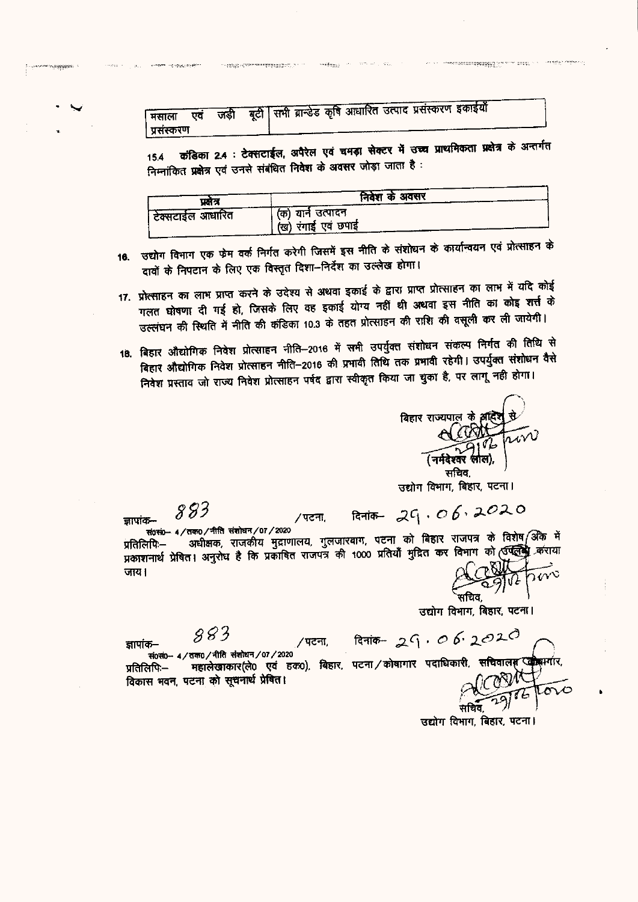| मसाला एवं जड़ी बूटी प्रसंस्करण | सभी ब्रान्डेड कृषि आधारित उत्पाद प्रसंस्करण इकाईयाँ |
|---|---|

15.4 **कंडिका 2.4 : टेक्सटाईल, अपैरेल एवं चमड़ा सेक्टर में उच्च प्राथमिकता प्रक्षेत्र के अन्तर्गत** निम्नांकित प्रक्षेत्र एवं उनसे संबंधित निवेश के अवसर जोड़ा जाता है :

| प्रक्षेत्र | निवेश के अवसर |
|---|---|
| टेक्सटाईल आधारित | (क) यार्न उत्पादन<br>(ख) रंगाई एवं छपाई |

16. उद्योग विभाग एक फ्रेम वर्क निर्गत करेगी जिसमें इस नीति के संशोधन के कार्यान्वयन एवं प्रोत्साहन के दावों के निपटान के लिए एक विस्तृत दिशा–निर्देश का उल्लेख होगा।

17. प्रोत्साहन का लाभ प्राप्त करने के उद्देश्य से अथवा इकाई के द्वारा प्राप्त प्रोत्साहन का लाभ में यदि कोई गलत घोषणा दी गई हो, जिसके लिए वह इकाई योग्य नहीं थी अथवा इस नीति का कोइ शर्त्त के उल्लंघन की स्थिति में नीति की कंडिका 10.3 के तहत प्रोत्साहन की राशि की वसूली कर ली जायेगी।

18. बिहार औद्योगिक निवेश प्रोत्साहन नीति–2016 में सभी उपर्युक्त संशोधन संकल्प निर्गत की तिथि से बिहार औद्योगिक निवेश प्रोत्साहन नीति–2016 की प्रभावी तिथि तक प्रभावी रहेगी। उपर्युक्त संशोधन वैसे निवेश प्रस्ताव जो राज्य निवेश प्रोत्साहन पर्षद द्वारा स्वीकृत किया जा चुका है, पर लागू नही होगा।

बिहार राज्यपाल के आदेश से

(नर्मदेश्वर लाल),
सचिव,
उद्योग विभाग, बिहार, पटना।

ज्ञापांक– 883 /पटना, दिनांक– 29.06.2020
सं0सं0– 4/तक0/नीति संशोधन/07/2020

प्रतिलिपिः– अधीक्षक, राजकीय मुद्राणालय, गुलजारबाग, पटना को बिहार राजपत्र के विशेष अंक में प्रकाशनार्थ प्रेषित। अनुरोध है कि प्रकाषित राजपत्र की 1000 प्रतियाँ मुद्रित कर विभाग को उपलब्ध कराया जाय।

सचिव,
उद्योग विभाग, बिहार, पटना।

ज्ञापांक– 883 /पटना, दिनांक– 29.06.2020
सं0सं0– 4/तक0/नीति संशोधन/07/2020

प्रतिलिपिः– महालेखाकार(ले0 एवं हक0), बिहार, पटना/कोषागार पदाधिकारी, सचिवालय कोषागार, विकास भवन, पटना को सूचनार्थ प्रेषित।

सचिव,
उद्योग विभाग, बिहार, पटना।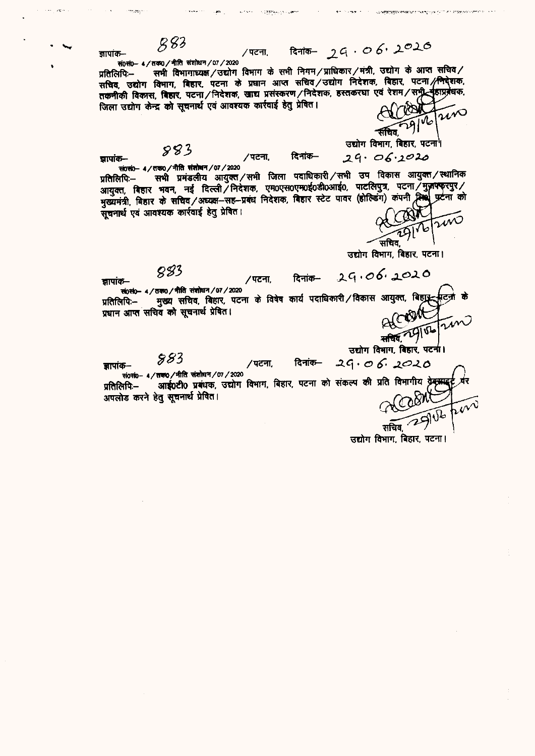ज्ञापांक– 883 /पटना, दिनांक– 29.06.2020

सं०सं०– 4/तक0/नीति संशोधन/07/2020

प्रतिलिपिः– सभी विभागाध्यक्ष/उद्योग विभाग के सभी निगम/प्राधिकार/मंत्री, उद्योग के आप्त सचिव/सचिव, उद्योग विभाग, बिहार, पटना के प्रधान आप्त सचिव/उद्योग निदेशक, बिहार, पटना/निदेशक, तकनीकी विकास, बिहार, पटना/निदेशक, खाद्य प्रसंस्करण/निदेशक, हस्तकरघा एवं रेशम/सभी महाप्रबंधक, जिला उद्योग केन्द्र को सूचनार्थ एवं आवश्यक कार्रवाई हेतु प्रेषित।

29/06/2020

सचिव,
उद्योग विभाग, बिहार, पटना।

ज्ञापांक– 883 /पटना, दिनांक– 29.06.2020

सं०सं०– 4/तक0/नीति संशोधन/07/2020

प्रतिलिपिः– सभी प्रमंडलीय आयुक्त/सभी जिला पदाधिकारी/सभी उप विकास आयुक्त/स्थानिक आयुक्त, बिहार भवन, नई दिल्ली/निदेशक, एम0एस0एम0ई0डी0आई0, पाटलिपुत्र, पटना/मुजफ्फरपुर/मुख्यमंत्री, बिहार के सचिव/अध्यक्ष–सह–प्रबंध निदेशक, बिहार स्टेट पावर (होल्डिंग) कंपनी लि0, पटना को सूचनार्थ एवं आवश्यक कार्रवाई हेतु प्रेषित।

29/06/2020

सचिव,
उद्योग विभाग, बिहार, पटना।

ज्ञापांक– 883 /पटना, दिनांक– 29.06.2020

सं०सं०– 4/तक0/नीति संशोधन/07/2020

प्रतिलिपिः– मुख्य सचिव, बिहार, पटना के विशेष कार्य पदाधिकारी/विकास आयुक्त, बिहार, पटना के प्रधान आप्त सचिव को सूचनार्थ प्रेषित।

29/06/2020

सचिव,
उद्योग विभाग, बिहार, पटना।

ज्ञापांक– 883 /पटना, दिनांक– 29.06.2020

सं०सं०– 4/तक0/नीति संशोधन/07/2020

प्रतिलिपिः– आई0टी0 प्रबंधक, उद्योग विभाग, बिहार, पटना को संकल्प की प्रति विभागीय वेबसाइट पर अपलोड करने हेतु सूचनार्थ प्रेषित।

29/06/2020

सचिव,
उद्योग विभाग, बिहार, पटना।